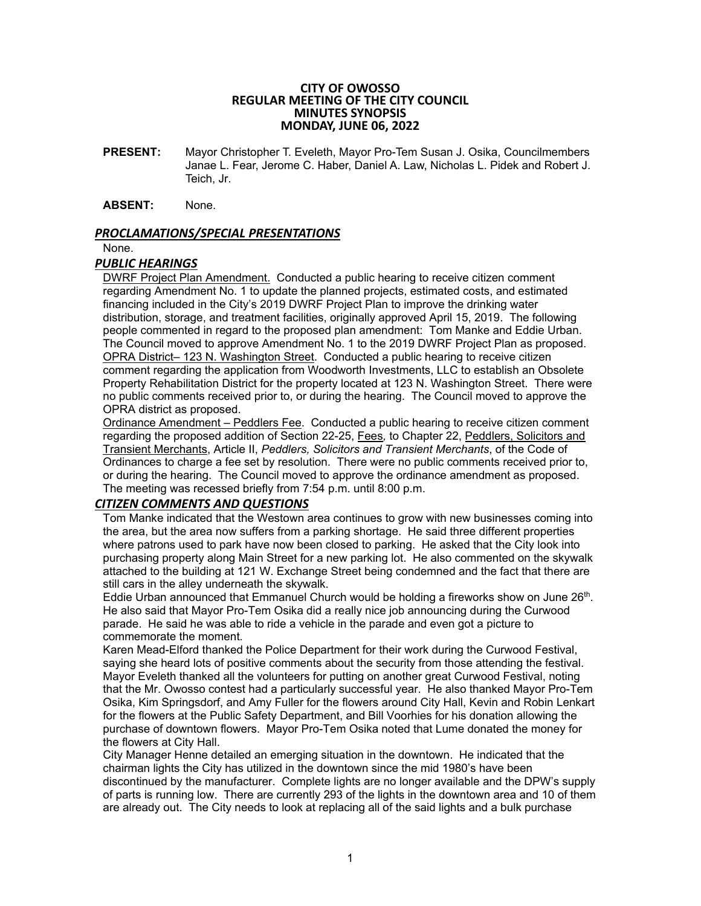# CITY OF OWOSSO
## REGULAR MEETING OF THE CITY COUNCIL
## MINUTES SYNOPSIS
## MONDAY, JUNE 06, 2022

**PRESENT:** Mayor Christopher T. Eveleth, Mayor Pro-Tem Susan J. Osika, Councilmembers Janae L. Fear, Jerome C. Haber, Daniel A. Law, Nicholas L. Pidek and Robert J. Teich, Jr.

**ABSENT:** None.

### *PROCLAMATIONS/SPECIAL PRESENTATIONS*

None.

### *PUBLIC HEARINGS*

DWRF Project Plan Amendment. Conducted a public hearing to receive citizen comment regarding Amendment No. 1 to update the planned projects, estimated costs, and estimated financing included in the City's 2019 DWRF Project Plan to improve the drinking water distribution, storage, and treatment facilities, originally approved April 15, 2019. The following people commented in regard to the proposed plan amendment: Tom Manke and Eddie Urban. The Council moved to approve Amendment No. 1 to the 2019 DWRF Project Plan as proposed.

OPRA District– 123 N. Washington Street. Conducted a public hearing to receive citizen comment regarding the application from Woodworth Investments, LLC to establish an Obsolete Property Rehabilitation District for the property located at 123 N. Washington Street. There were no public comments received prior to, or during the hearing. The Council moved to approve the OPRA district as proposed.

Ordinance Amendment – Peddlers Fee. Conducted a public hearing to receive citizen comment regarding the proposed addition of Section 22-25, Fees*,* to Chapter 22, Peddlers, Solicitors and Transient Merchants, Article II, *Peddlers, Solicitors and Transient Merchants*, of the Code of Ordinances to charge a fee set by resolution. There were no public comments received prior to, or during the hearing. The Council moved to approve the ordinance amendment as proposed. The meeting was recessed briefly from 7:54 p.m. until 8:00 p.m.

### *CITIZEN COMMENTS AND QUESTIONS*

Tom Manke indicated that the Westown area continues to grow with new businesses coming into the area, but the area now suffers from a parking shortage. He said three different properties where patrons used to park have now been closed to parking. He asked that the City look into purchasing property along Main Street for a new parking lot. He also commented on the skywalk attached to the building at 121 W. Exchange Street being condemned and the fact that there are still cars in the alley underneath the skywalk.

Eddie Urban announced that Emmanuel Church would be holding a fireworks show on June 26th. He also said that Mayor Pro-Tem Osika did a really nice job announcing during the Curwood parade. He said he was able to ride a vehicle in the parade and even got a picture to commemorate the moment.

Karen Mead-Elford thanked the Police Department for their work during the Curwood Festival, saying she heard lots of positive comments about the security from those attending the festival.

Mayor Eveleth thanked all the volunteers for putting on another great Curwood Festival, noting that the Mr. Owosso contest had a particularly successful year. He also thanked Mayor Pro-Tem Osika, Kim Springsdorf, and Amy Fuller for the flowers around City Hall, Kevin and Robin Lenkart for the flowers at the Public Safety Department, and Bill Voorhies for his donation allowing the purchase of downtown flowers. Mayor Pro-Tem Osika noted that Lume donated the money for the flowers at City Hall.

City Manager Henne detailed an emerging situation in the downtown. He indicated that the chairman lights the City has utilized in the downtown since the mid 1980's have been discontinued by the manufacturer. Complete lights are no longer available and the DPW's supply of parts is running low. There are currently 293 of the lights in the downtown area and 10 of them are already out. The City needs to look at replacing all of the said lights and a bulk purchase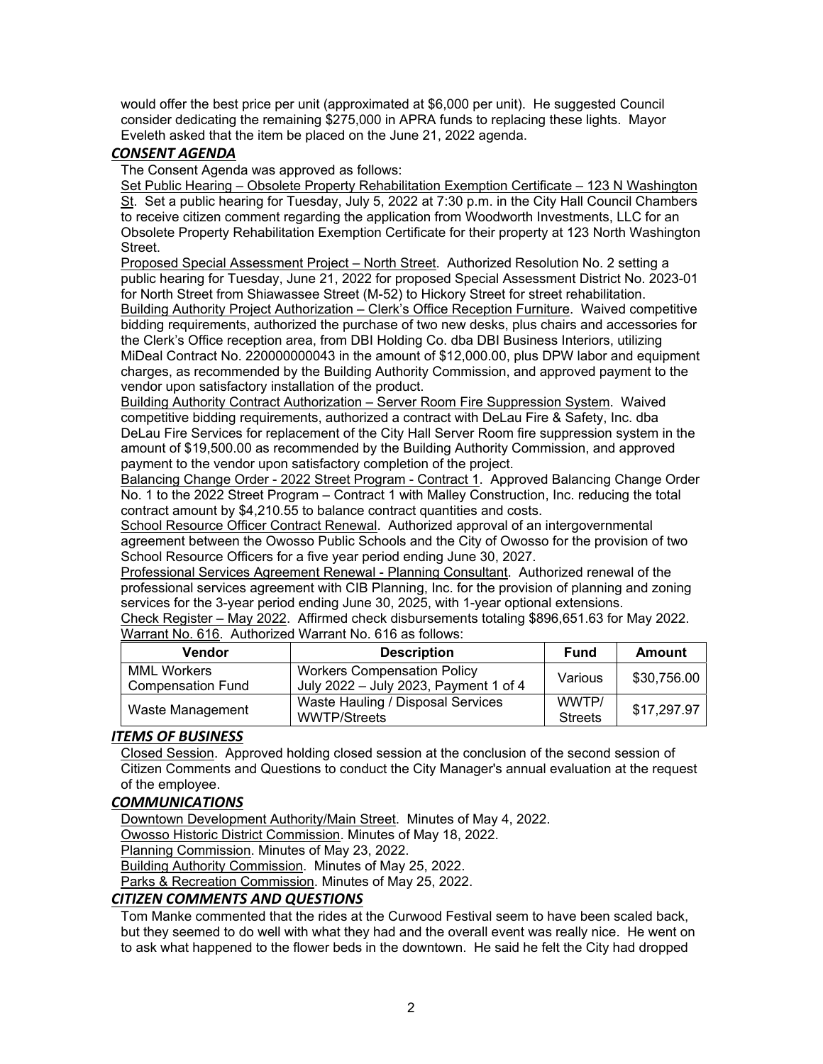would offer the best price per unit (approximated at $6,000 per unit). He suggested Council consider dedicating the remaining $275,000 in APRA funds to replacing these lights. Mayor Eveleth asked that the item be placed on the June 21, 2022 agenda.

### *CONSENT AGENDA*

The Consent Agenda was approved as follows:

Set Public Hearing – Obsolete Property Rehabilitation Exemption Certificate – 123 N Washington St. Set a public hearing for Tuesday, July 5, 2022 at 7:30 p.m. in the City Hall Council Chambers to receive citizen comment regarding the application from Woodworth Investments, LLC for an Obsolete Property Rehabilitation Exemption Certificate for their property at 123 North Washington Street.

Proposed Special Assessment Project – North Street. Authorized Resolution No. 2 setting a public hearing for Tuesday, June 21, 2022 for proposed Special Assessment District No. 2023-01 for North Street from Shiawassee Street (M-52) to Hickory Street for street rehabilitation.

Building Authority Project Authorization – Clerk's Office Reception Furniture. Waived competitive bidding requirements, authorized the purchase of two new desks, plus chairs and accessories for the Clerk's Office reception area, from DBI Holding Co. dba DBI Business Interiors, utilizing MiDeal Contract No. 220000000043 in the amount of $12,000.00, plus DPW labor and equipment charges, as recommended by the Building Authority Commission, and approved payment to the vendor upon satisfactory installation of the product.

Building Authority Contract Authorization – Server Room Fire Suppression System. Waived competitive bidding requirements, authorized a contract with DeLau Fire & Safety, Inc. dba DeLau Fire Services for replacement of the City Hall Server Room fire suppression system in the amount of $19,500.00 as recommended by the Building Authority Commission, and approved payment to the vendor upon satisfactory completion of the project.

Balancing Change Order - 2022 Street Program - Contract 1. Approved Balancing Change Order No. 1 to the 2022 Street Program – Contract 1 with Malley Construction, Inc. reducing the total contract amount by $4,210.55 to balance contract quantities and costs.

School Resource Officer Contract Renewal. Authorized approval of an intergovernmental agreement between the Owosso Public Schools and the City of Owosso for the provision of two School Resource Officers for a five year period ending June 30, 2027.

Professional Services Agreement Renewal - Planning Consultant. Authorized renewal of the professional services agreement with CIB Planning, Inc. for the provision of planning and zoning services for the 3-year period ending June 30, 2025, with 1-year optional extensions.

Check Register – May 2022. Affirmed check disbursements totaling $896,651.63 for May 2022.

Warrant No. 616. Authorized Warrant No. 616 as follows:

| Vendor | Description | Fund | Amount |
|---|---|---|---|
| MML Workers Compensation Fund | Workers Compensation Policy July 2022 – July 2023, Payment 1 of 4 | Various | $30,756.00 |
| Waste Management | Waste Hauling / Disposal Services WWTP/Streets | WWTP/ Streets | $17,297.97 |

### *ITEMS OF BUSINESS*

Closed Session. Approved holding closed session at the conclusion of the second session of Citizen Comments and Questions to conduct the City Manager's annual evaluation at the request of the employee.

### *COMMUNICATIONS*

Downtown Development Authority/Main Street. Minutes of May 4, 2022.
Owosso Historic District Commission. Minutes of May 18, 2022.
Planning Commission. Minutes of May 23, 2022.
Building Authority Commission. Minutes of May 25, 2022.
Parks & Recreation Commission. Minutes of May 25, 2022.

### *CITIZEN COMMENTS AND QUESTIONS*

Tom Manke commented that the rides at the Curwood Festival seem to have been scaled back, but they seemed to do well with what they had and the overall event was really nice. He went on to ask what happened to the flower beds in the downtown. He said he felt the City had dropped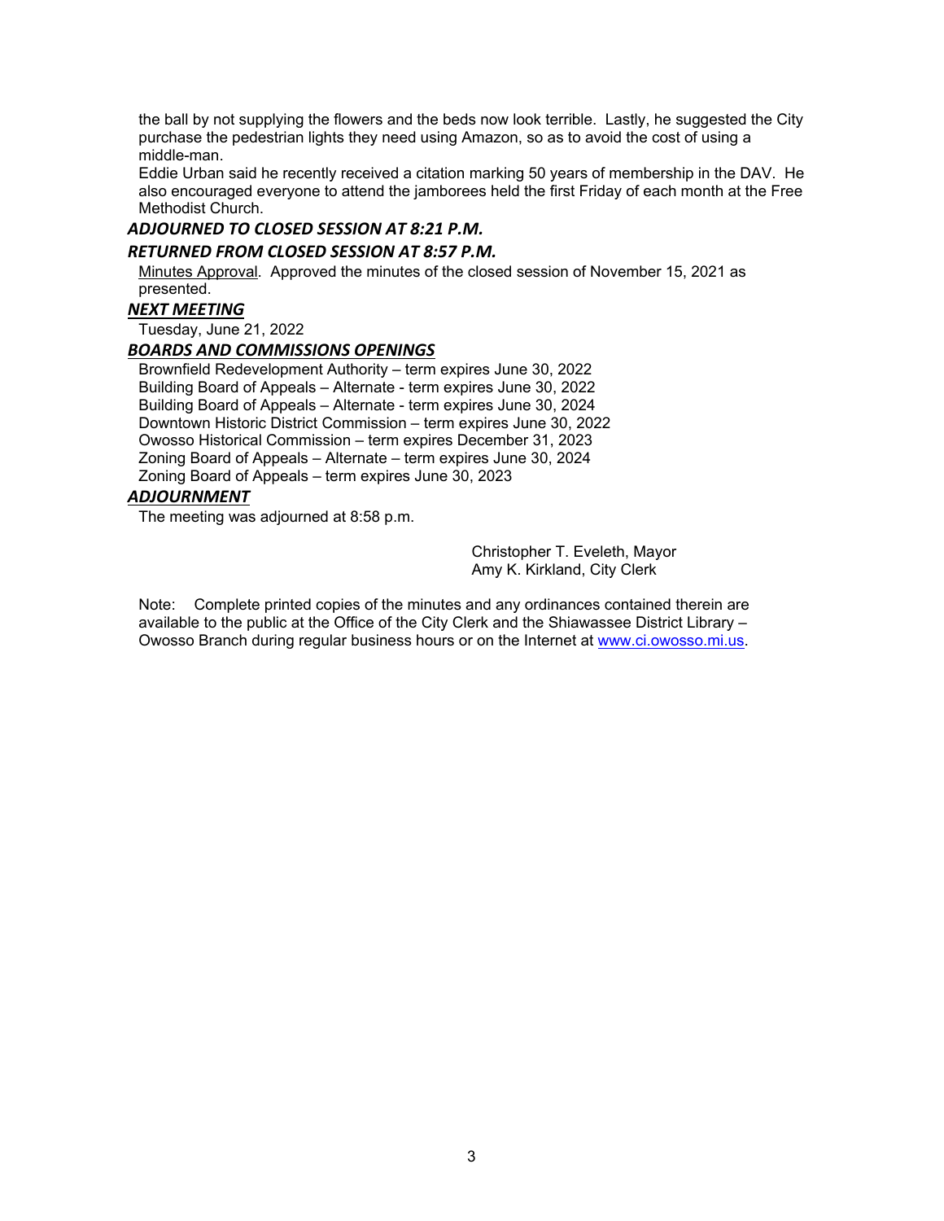the ball by not supplying the flowers and the beds now look terrible. Lastly, he suggested the City purchase the pedestrian lights they need using Amazon, so as to avoid the cost of using a middle-man.

Eddie Urban said he recently received a citation marking 50 years of membership in the DAV. He also encouraged everyone to attend the jamborees held the first Friday of each month at the Free Methodist Church.

### *ADJOURNED TO CLOSED SESSION AT 8:21 P.M.*

### *RETURNED FROM CLOSED SESSION AT 8:57 P.M.*

Minutes Approval. Approved the minutes of the closed session of November 15, 2021 as presented.

### ***NEXT MEETING***

Tuesday, June 21, 2022

### ***BOARDS AND COMMISSIONS OPENINGS***

Brownfield Redevelopment Authority – term expires June 30, 2022
Building Board of Appeals – Alternate - term expires June 30, 2022
Building Board of Appeals – Alternate - term expires June 30, 2024
Downtown Historic District Commission – term expires June 30, 2022
Owosso Historical Commission – term expires December 31, 2023
Zoning Board of Appeals – Alternate – term expires June 30, 2024
Zoning Board of Appeals – term expires June 30, 2023

### ***ADJOURNMENT***

The meeting was adjourned at 8:58 p.m.

Christopher T. Eveleth, Mayor
Amy K. Kirkland, City Clerk

Note: Complete printed copies of the minutes and any ordinances contained therein are available to the public at the Office of the City Clerk and the Shiawassee District Library – Owosso Branch during regular business hours or on the Internet at www.ci.owosso.mi.us.